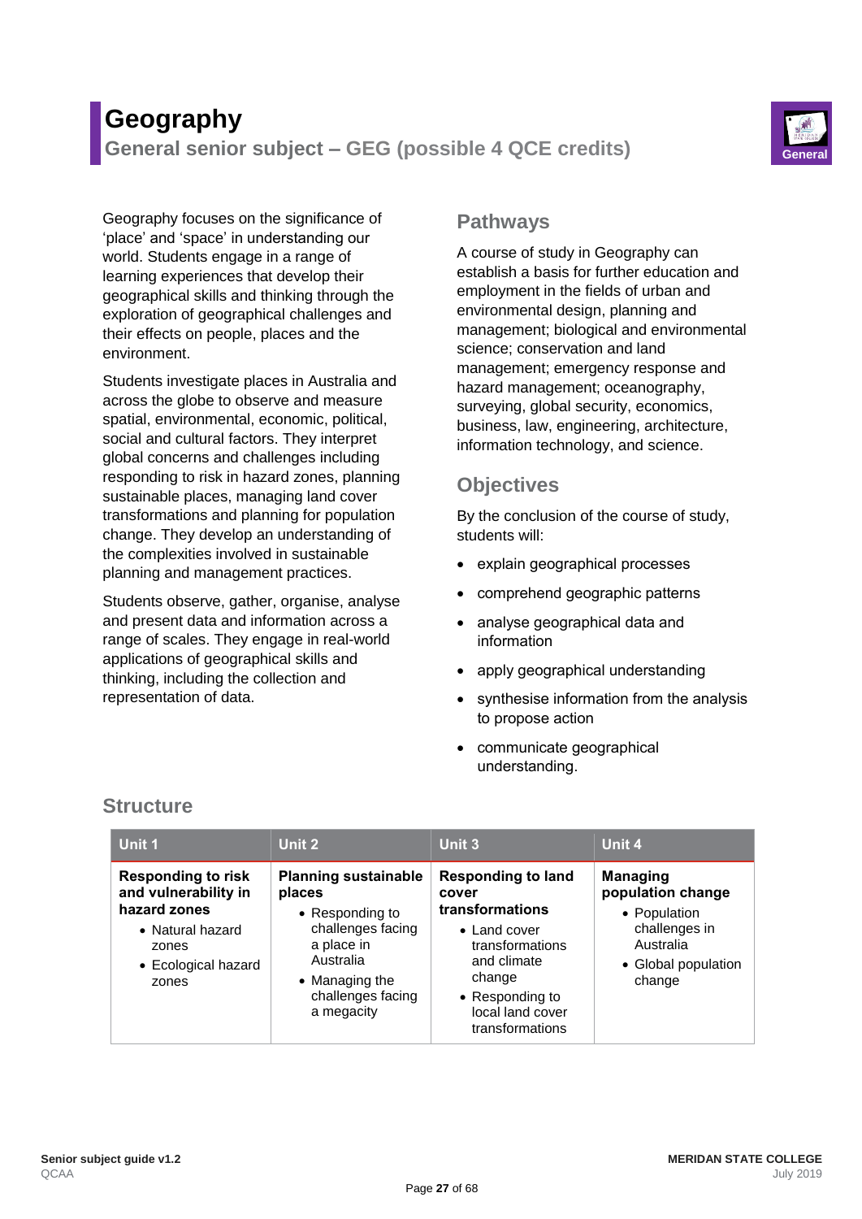# Geography

## General senior subject – GEG (possible 4 QCE credits)

Geography focuses on the significance of 'place' and 'space' in understanding our world. Students engage in a range of learning experiences that develop their geographical skills and thinking through the exploration of geographical challenges and their effects on people, places and the environment.

Students investigate places in Australia and across the globe to observe and measure spatial, environmental, economic, political, social and cultural factors. They interpret global concerns and challenges including responding to risk in hazard zones, planning sustainable places, managing land cover transformations and planning for population change. They develop an understanding of the complexities involved in sustainable planning and management practices.

Students observe, gather, organise, analyse and present data and information across a range of scales. They engage in real-world applications of geographical skills and thinking, including the collection and representation of data.

### Pathways

A course of study in Geography can establish a basis for further education and employment in the fields of urban and environmental design, planning and management; biological and environmental science; conservation and land management; emergency response and hazard management; oceanography, surveying, global security, economics, business, law, engineering, architecture, information technology, and science.

### Objectives

By the conclusion of the course of study, students will:

- explain geographical processes
- comprehend geographic patterns
- analyse geographical data and information
- apply geographical understanding
- synthesise information from the analysis to propose action
- communicate geographical understanding.

### Structure

| Unit 1 | Unit 2 | Unit 3 | Unit 4 |
|---|---|---|---|
| **Responding to risk and vulnerability in hazard zones**<br>• Natural hazard zones<br>• Ecological hazard zones | **Planning sustainable places**<br>• Responding to challenges facing a place in Australia<br>• Managing the challenges facing a megacity | **Responding to land cover transformations**<br>• Land cover transformations and climate change<br>• Responding to local land cover transformations | **Managing population change**<br>• Population challenges in Australia<br>• Global population change |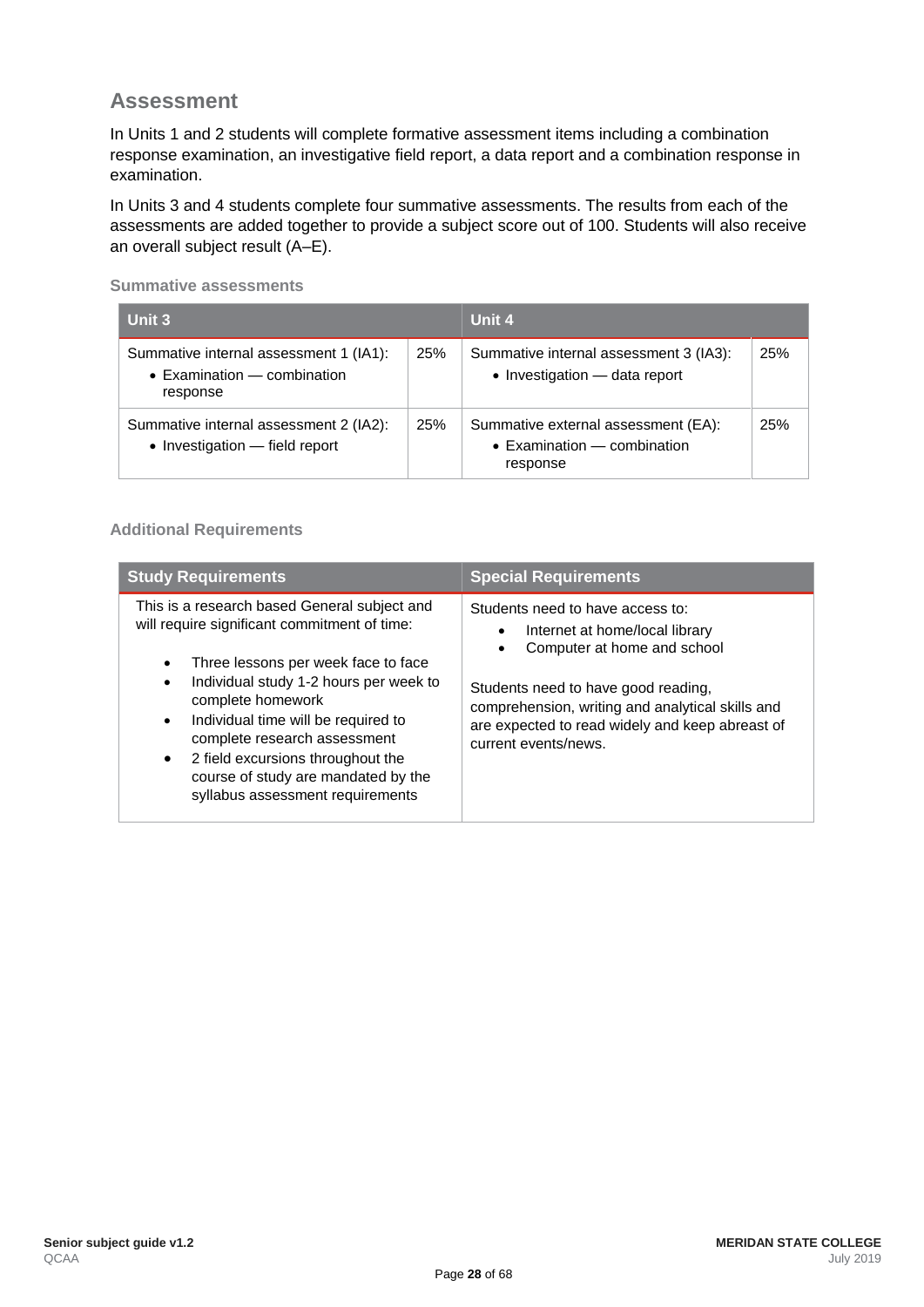## Assessment

In Units 1 and 2 students will complete formative assessment items including a combination response examination, an investigative field report, a data report and a combination response in examination.

In Units 3 and 4 students complete four summative assessments. The results from each of the assessments are added together to provide a subject score out of 100. Students will also receive an overall subject result (A–E).

### Summative assessments

| Unit 3 | | Unit 4 | |
|---|---|---|---|
| Summative internal assessment 1 (IA1): • Examination — combination response | 25% | Summative internal assessment 3 (IA3): • Investigation — data report | 25% |
| Summative internal assessment 2 (IA2): • Investigation — field report | 25% | Summative external assessment (EA): • Examination — combination response | 25% |

### Additional Requirements

| Study Requirements | Special Requirements |
|---|---|
| This is a research based General subject and will require significant commitment of time: • Three lessons per week face to face • Individual study 1-2 hours per week to complete homework • Individual time will be required to complete research assessment • 2 field excursions throughout the course of study are mandated by the syllabus assessment requirements | Students need to have access to: • Internet at home/local library • Computer at home and school<br><br>Students need to have good reading, comprehension, writing and analytical skills and are expected to read widely and keep abreast of current events/news. |